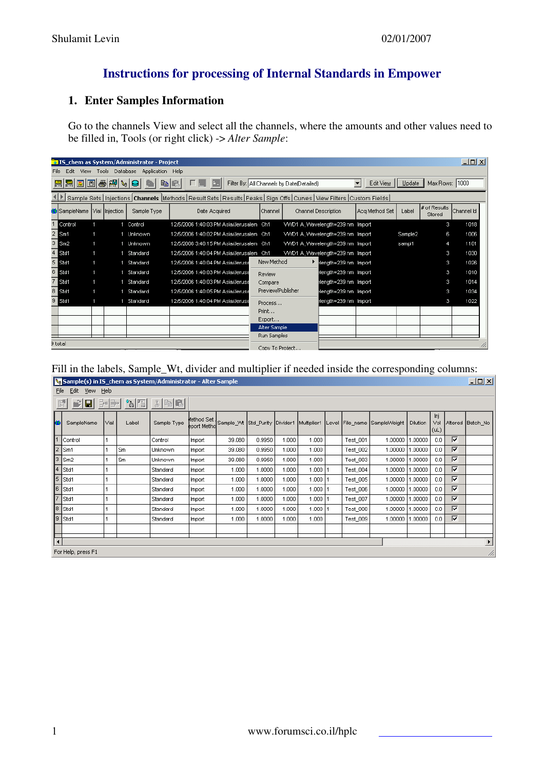# Instructions for processing of Internal Standards in Empower

## 1. Enter Samples Information

Go to the channels View and select all the channels, where the amounts and other values need to be filled in, Tools (or right click) -> *Alter Sample*:

Fill in the labels, Sample_Wt, divider and multiplier if needed inside the corresponding columns: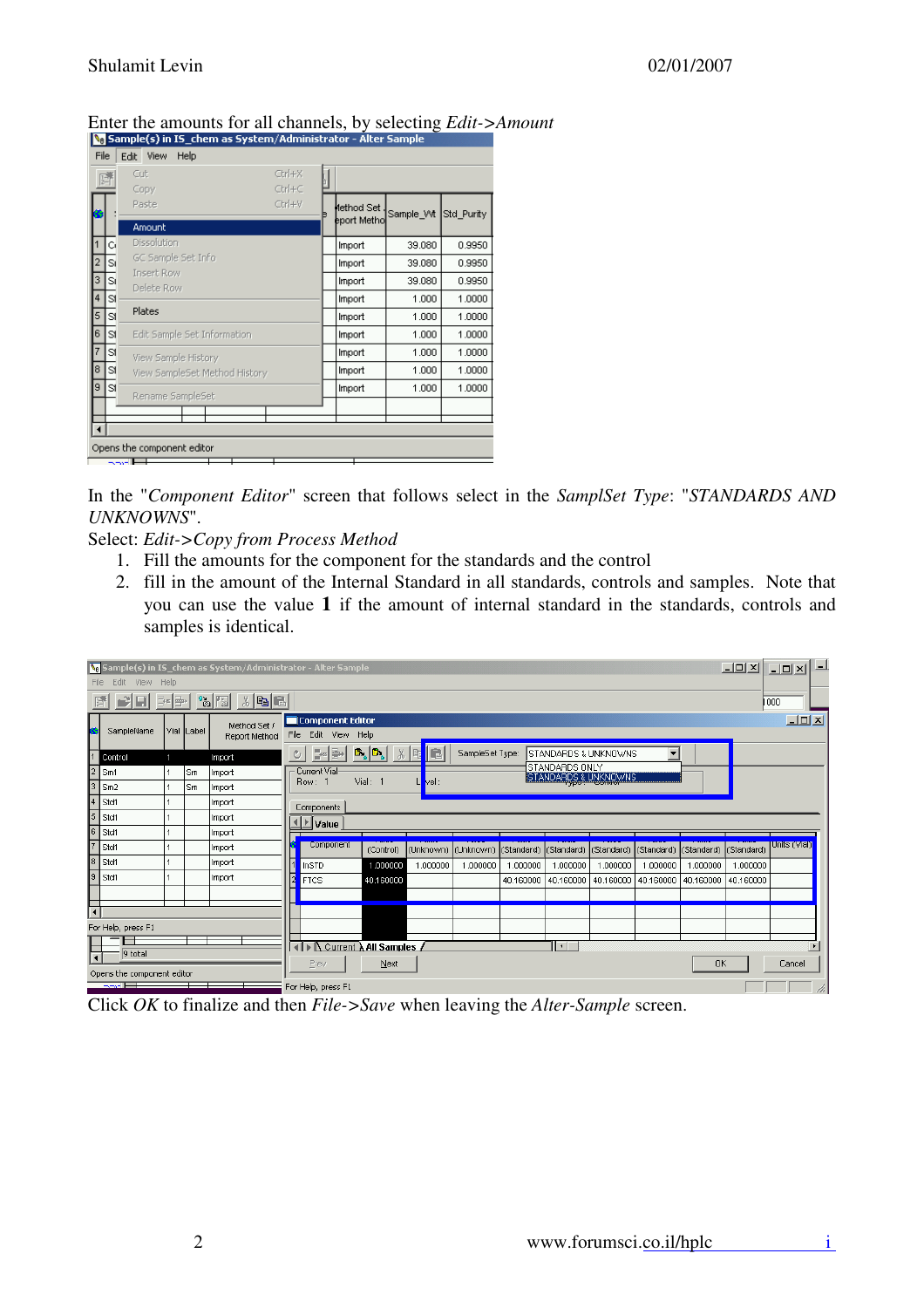Enter the amounts for all channels, by selecting *Edit->Amount*

In the "*Component Editor*" screen that follows select in the *SamplSet Type*: "*STANDARDS AND UNKNOWNS*".

Select: *Edit->Copy from Process Method*

1. Fill the amounts for the component for the standards and the control
2. fill in the amount of the Internal Standard in all standards, controls and samples. Note that you can use the value **1** if the amount of internal standard in the standards, controls and samples is identical.

Click *OK* to finalize and then *File->Save* when leaving the *Alter-Sample* screen.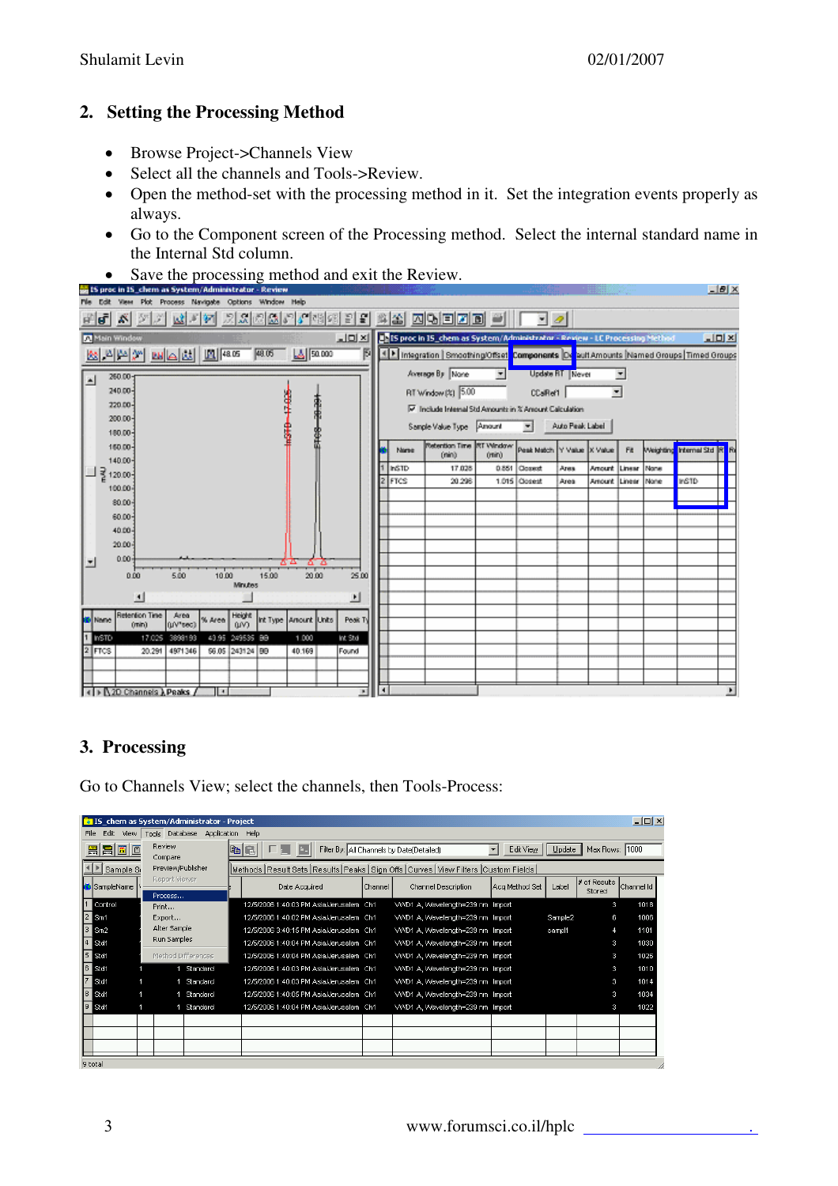## 2. Setting the Processing Method

- Browse Project->Channels View
- Select all the channels and Tools->Review.
- Open the method-set with the processing method in it. Set the integration events properly as always.
- Go to the Component screen of the Processing method. Select the internal standard name in the Internal Std column.
- Save the processing method and exit the Review.

## 3. Processing

Go to Channels View; select the channels, then Tools-Process: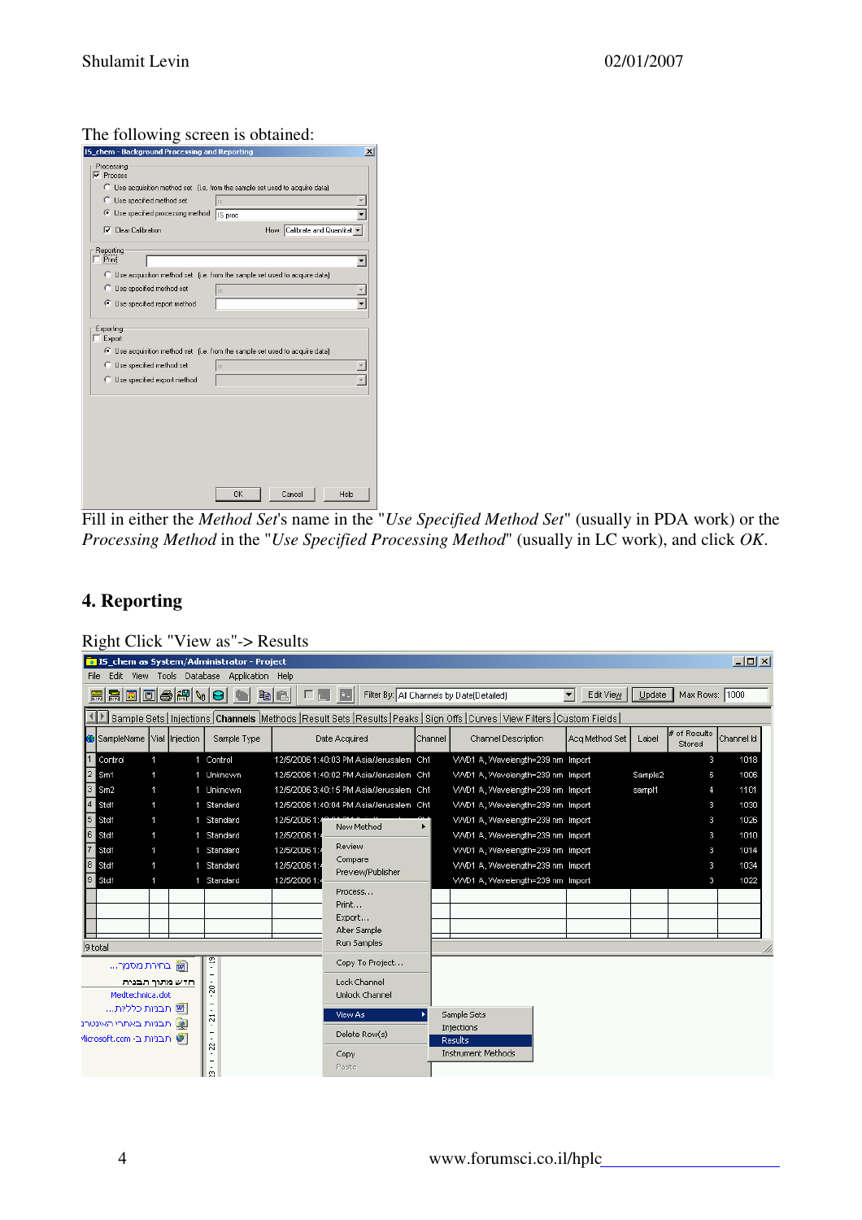The following screen is obtained:

Fill in either the *Method Set*'s name in the "*Use Specified Method Set*" (usually in PDA work) or the *Processing Method* in the "*Use Specified Processing Method*" (usually in LC work), and click *OK*.

## 4. Reporting

Right Click "View as"-> Results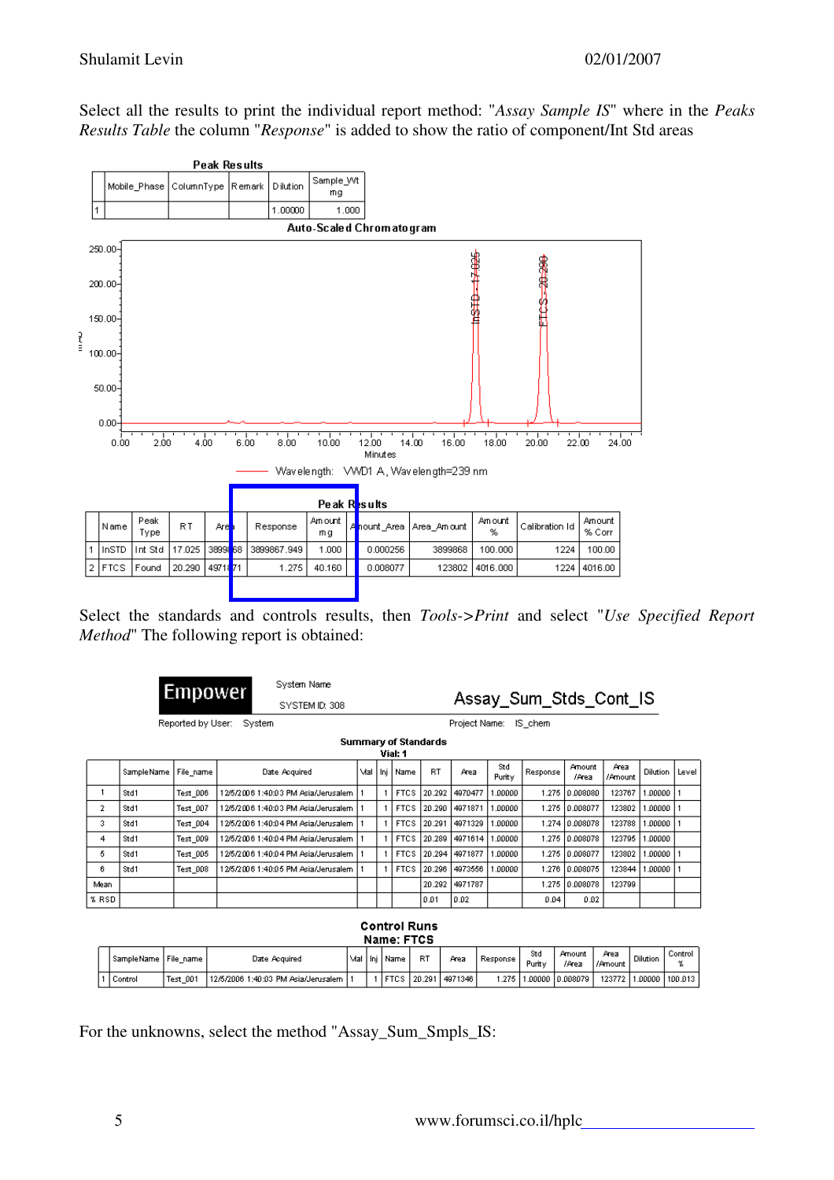Select all the results to print the individual report method: "*Assay Sample IS*" where in the *Peaks Results Table* the column "*Response*" is added to show the ratio of component/Int Std areas

**Peak Results**

| | Mobile_Phase | ColumnType | Remark | Dilution | Sample_Wt mg |
|---|---|---|---|---|---|
| 1 | | | | 1.00000 | 1.000 |

**Auto-Scaled Chromatogram**

Wavelength: VWD1 A, Wavelength=239 nm

**Peak Results**

| | Name | Peak Type | RT | Area | Response | Amount mg | Amount_Area | Area_Amount | Amount % | Calibration Id | Amount % Corr |
|---|---|---|---|---|---|---|---|---|---|---|---|
| 1 | InSTD | Int Std | 17.025 | 3899868 | 3899867.949 | 1.000 | 0.000256 | 3899868 | 100.000 | 1224 | 100.00 |
| 2 | FTCS | Found | 20.290 | 4971871 | 1.275 | 40.160 | 0.008077 | 123802 | 4016.000 | 1224 | 4016.00 |

Select the standards and controls results, then *Tools->Print* and select "*Use Specified Report Method*" The following report is obtained:

Empower | System Name | SYSTEM ID: 308 | **Assay_Sum_Stds_Cont_IS**

Reported by User: System | Project Name: IS_chem

**Summary of Standards**
**Vial: 1**

| | SampleName | File_name | Date Acquired | Vial | Inj | Name | RT | Area | Std Purity | Response | Amount /Area | Area /Amount | Dilution | Level |
|---|---|---|---|---|---|---|---|---|---|---|---|---|---|---|
| 1 | Std1 | Test_006 | 12/5/2006 1:40:03 PM Asia/Jerusalem | 1 | 1 | FTCS | 20.292 | 4970477 | 1.00000 | 1.275 | 0.008080 | 123767 | 1.00000 | 1 |
| 2 | Std1 | Test_007 | 12/5/2006 1:40:03 PM Asia/Jerusalem | 1 | 1 | FTCS | 20.290 | 4971871 | 1.00000 | 1.275 | 0.008077 | 123802 | 1.00000 | 1 |
| 3 | Std1 | Test_004 | 12/5/2006 1:40:04 PM Asia/Jerusalem | 1 | 1 | FTCS | 20.291 | 4971329 | 1.00000 | 1.274 | 0.008078 | 123788 | 1.00000 | 1 |
| 4 | Std1 | Test_009 | 12/5/2006 1:40:04 PM Asia/Jerusalem | 1 | 1 | FTCS | 20.289 | 4971614 | 1.00000 | 1.275 | 0.008078 | 123795 | 1.00000 | |
| 5 | Std1 | Test_005 | 12/5/2006 1:40:04 PM Asia/Jerusalem | 1 | 1 | FTCS | 20.294 | 4971877 | 1.00000 | 1.275 | 0.008077 | 123802 | 1.00000 | 1 |
| 6 | Std1 | Test_008 | 12/5/2006 1:40:05 PM Asia/Jerusalem | 1 | 1 | FTCS | 20.296 | 4973556 | 1.00000 | 1.276 | 0.008075 | 123844 | 1.00000 | 1 |
| Mean | | | | | | | 20.292 | 4971787 | | 1.275 | 0.008078 | 123799 | | |
| % RSD | | | | | | | 0.01 | 0.02 | | 0.04 | 0.02 | | | |

**Control Runs**
**Name: FTCS**

| | SampleName | File_name | Date Acquired | Vial | Inj | Name | RT | Area | Response | Std Purity | Amount /Area | Area /Amount | Dilution | Control % |
|---|---|---|---|---|---|---|---|---|---|---|---|---|---|---|
| 1 | Control | Test_001 | 12/5/2006 1:40:03 PM Asia/Jerusalem | 1 | 1 | FTCS | 20.291 | 4971346 | 1.275 | 1.00000 | 0.008079 | 123772 | 1.00000 | 100.013 |

For the unknowns, select the method "Assay_Sum_Smpls_IS: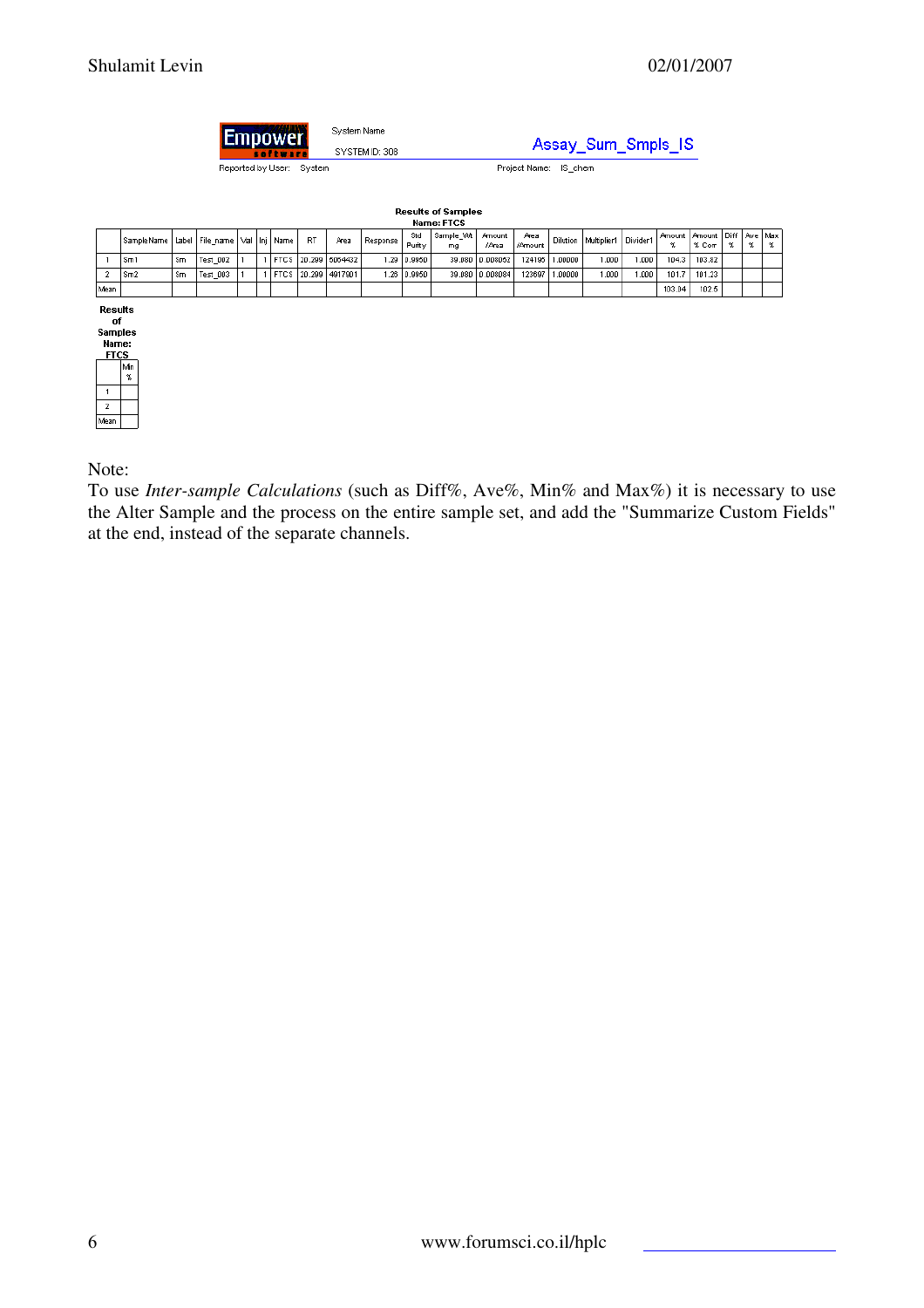Empower software

System Name

SYSTEM ID: 308

Reported by User: System

**Assay_Sum_Smpls_IS**

Project Name: IS_chem

**Results of Samples**
**Name: FTCS**

| | SampleName | Label | File_name | Vial | Inj | Name | RT | Area | Response | Std Purity | Sample_Wt mg | Amount /Area | Area /Amount | Dilution | Multiplier1 | Divider1 | Amount % | Amount % Corr | Diff % | Ave % | Max % | Min % |
|---|---|---|---|---|---|---|---|---|---|---|---|---|---|---|---|---|---|---|---|---|---|---|
| 1 | Sm1 | Sm | Test_002 | 1 | 1 | FTCS | 20.299 | 5064432 | 1.29 | 0.9950 | 39.080 | 0.008052 | 124195 | 1.00000 | 1.000 | 1.000 | 104.3 | 103.82 | | | | |
| 2 | Sm2 | Sm | Test_003 | 1 | 1 | FTCS | 20.299 | 4917901 | 1.26 | 0.9950 | 39.080 | 0.008084 | 123697 | 1.00000 | 1.000 | 1.000 | 101.7 | 101.23 | | | | |
| Mean | | | | | | | | | | | | | | | | | 103.04 | 102.5 | | | | |

Note:
To use *Inter-sample Calculations* (such as Diff%, Ave%, Min% and Max%) it is necessary to use the Alter Sample and the process on the entire sample set, and add the "Summarize Custom Fields" at the end, instead of the separate channels.